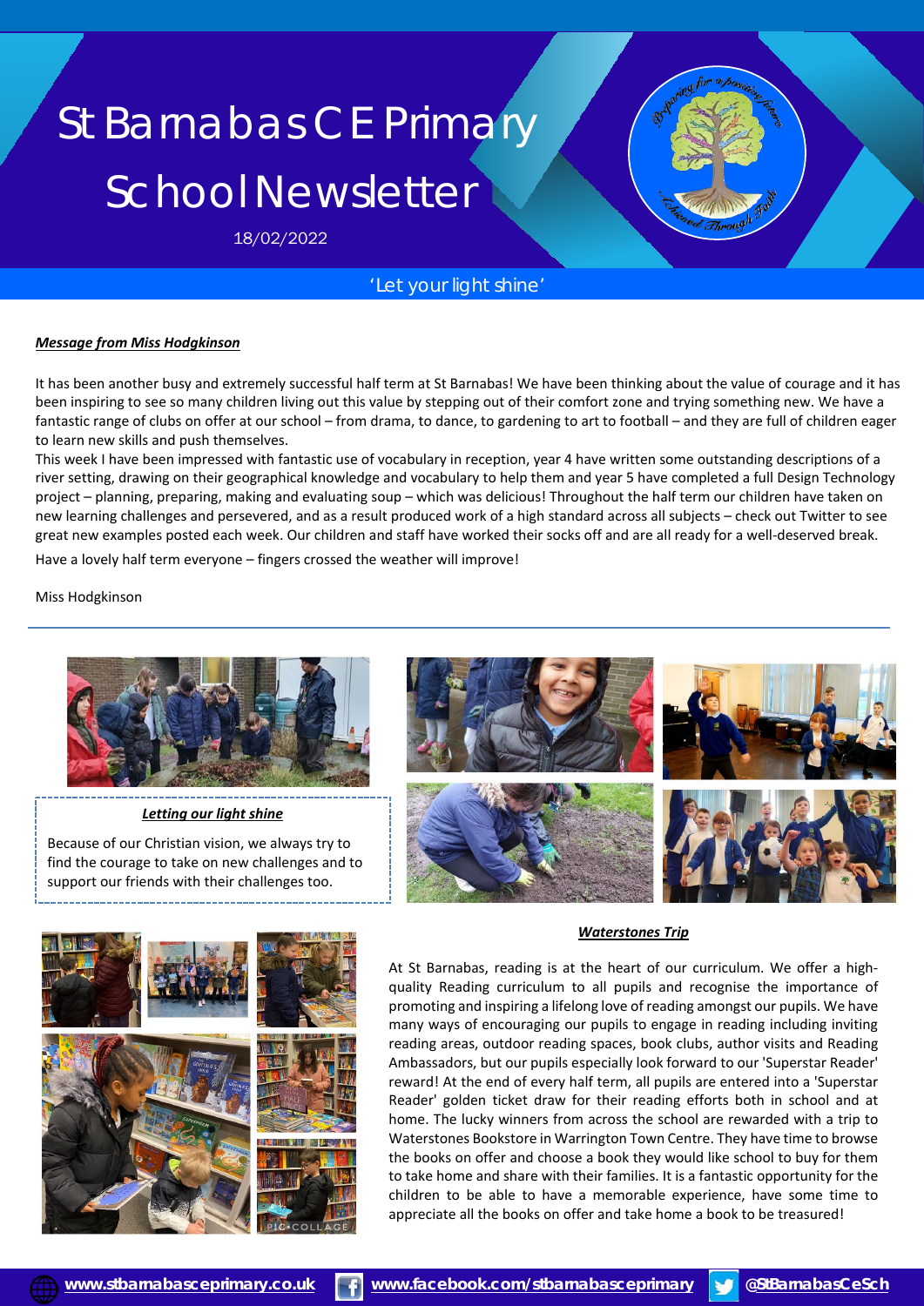# St Barnabas CE Primary School Newsletter

18/02/2022

'Let your light shine'

***Message from Miss Hodgkinson***

It has been another busy and extremely successful half term at St Barnabas! We have been thinking about the value of courage and it has been inspiring to see so many children living out this value by stepping out of their comfort zone and trying something new. We have a fantastic range of clubs on offer at our school – from drama, to dance, to gardening to art to football – and they are full of children eager to learn new skills and push themselves.

This week I have been impressed with fantastic use of vocabulary in reception, year 4 have written some outstanding descriptions of a river setting, drawing on their geographical knowledge and vocabulary to help them and year 5 have completed a full Design Technology project – planning, preparing, making and evaluating soup – which was delicious! Throughout the half term our children have taken on new learning challenges and persevered, and as a result produced work of a high standard across all subjects – check out Twitter to see great new examples posted each week. Our children and staff have worked their socks off and are all ready for a well-deserved break.

Have a lovely half term everyone – fingers crossed the weather will improve!

Miss Hodgkinson

***Letting our light shine***

Because of our Christian vision, we always try to find the courage to take on new challenges and to support our friends with their challenges too.

***Waterstones Trip***

At St Barnabas, reading is at the heart of our curriculum. We offer a high-quality Reading curriculum to all pupils and recognise the importance of promoting and inspiring a lifelong love of reading amongst our pupils. We have many ways of encouraging our pupils to engage in reading including inviting reading areas, outdoor reading spaces, book clubs, author visits and Reading Ambassadors, but our pupils especially look forward to our 'Superstar Reader' reward! At the end of every half term, all pupils are entered into a 'Superstar Reader' golden ticket draw for their reading efforts both in school and at home. The lucky winners from across the school are rewarded with a trip to Waterstones Bookstore in Warrington Town Centre. They have time to browse the books on offer and choose a book they would like school to buy for them to take home and share with their families. It is a fantastic opportunity for the children to be able to have a memorable experience, have some time to appreciate all the books on offer and take home a book to be treasured!

www.stbarnabasceprimary.co.uk | www.facebook.com/stbarnabasceprimary | @StBarnabasCeSch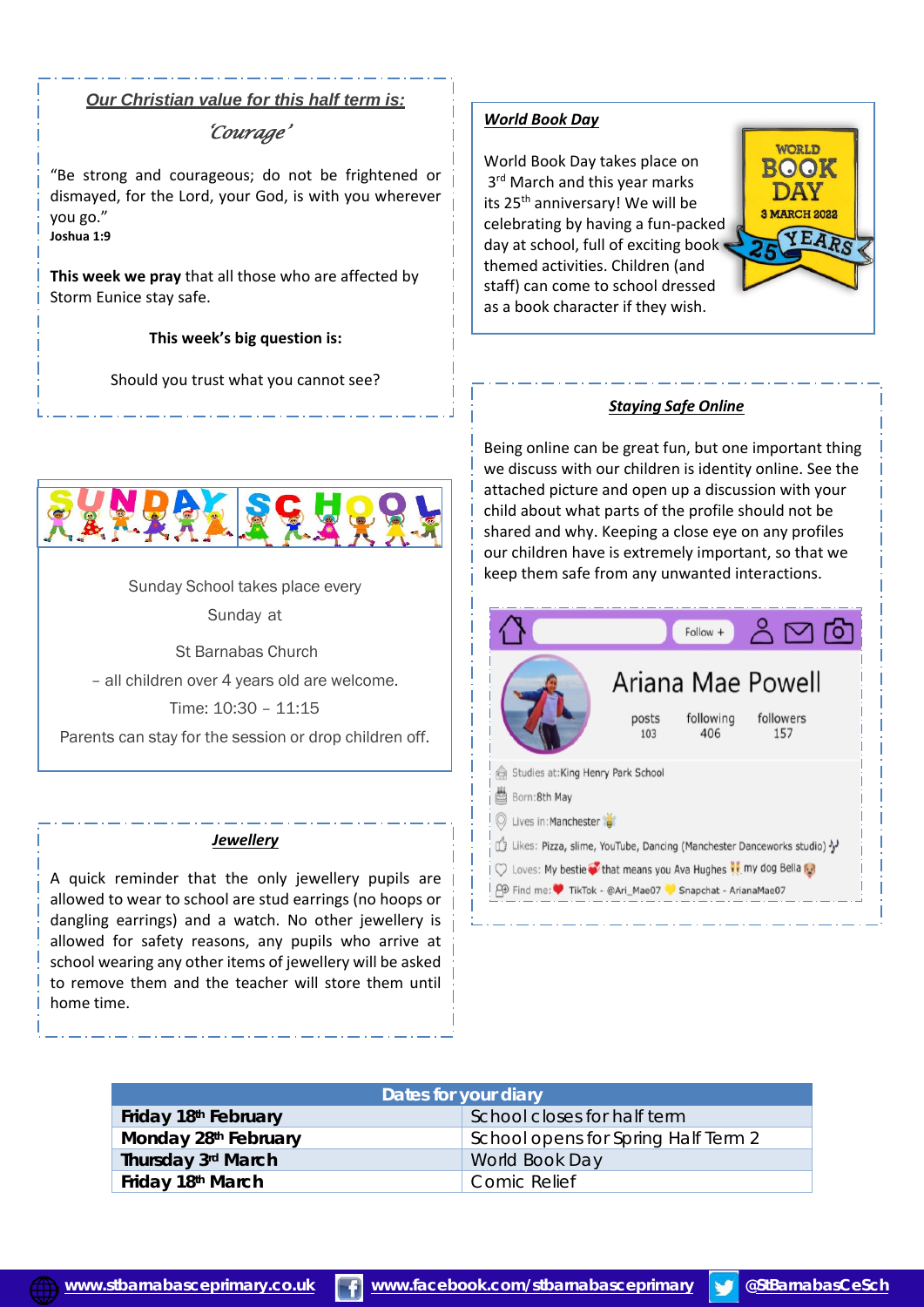### *Our Christian value for this half term is:*

*'Courage'*

"Be strong and courageous; do not be frightened or dismayed, for the Lord, your God, is with you wherever you go."
**Joshua 1:9**

**This week we pray** that all those who are affected by Storm Eunice stay safe.

**This week's big question is:**

Should you trust what you cannot see?

### *World Book Day*

World Book Day takes place on 3rd March and this year marks its 25th anniversary! We will be celebrating by having a fun-packed day at school, full of exciting book themed activities. Children (and staff) can come to school dressed as a book character if they wish.

WORLD BOOK DAY
3 MARCH 2022
25 YEARS

### SUNDAY SCHOOL

Sunday School takes place every Sunday at

St Barnabas Church

– all children over 4 years old are welcome.

Time: 10:30 – 11:15

Parents can stay for the session or drop children off.

### *Staying Safe Online*

Being online can be great fun, but one important thing we discuss with our children is identity online. See the attached picture and open up a discussion with your child about what parts of the profile should not be shared and why. Keeping a close eye on any profiles our children have is extremely important, so that we keep them safe from any unwanted interactions.

Follow +

Ariana Mae Powell

posts 103 | following 406 | followers 157

Studies at: King Henry Park School
Born: 8th May
Lives in: Manchester
Likes: Pizza, slime, YouTube, Dancing (Manchester Danceworks studio)
Loves: My bestie that means you Ava Hughes, my dog Bella
Find me: TikTok - @Ari_Mae07 Snapchat - ArianaMae07

### *Jewellery*

A quick reminder that the only jewellery pupils are allowed to wear to school are stud earrings (no hoops or dangling earrings) and a watch. No other jewellery is allowed for safety reasons, any pupils who arrive at school wearing any other items of jewellery will be asked to remove them and the teacher will store them until home time.

| Dates for your diary | |
|---|---|
| **Friday 18th February** | School closes for half term |
| **Monday 28th February** | School opens for Spring Half Term 2 |
| **Thursday 3rd March** | World Book Day |
| **Friday 18th March** | Comic Relief |

www.stbarnabasceprimary.co.uk | www.facebook.com/stbarnabasceprimary | @StBarnabasCeSch